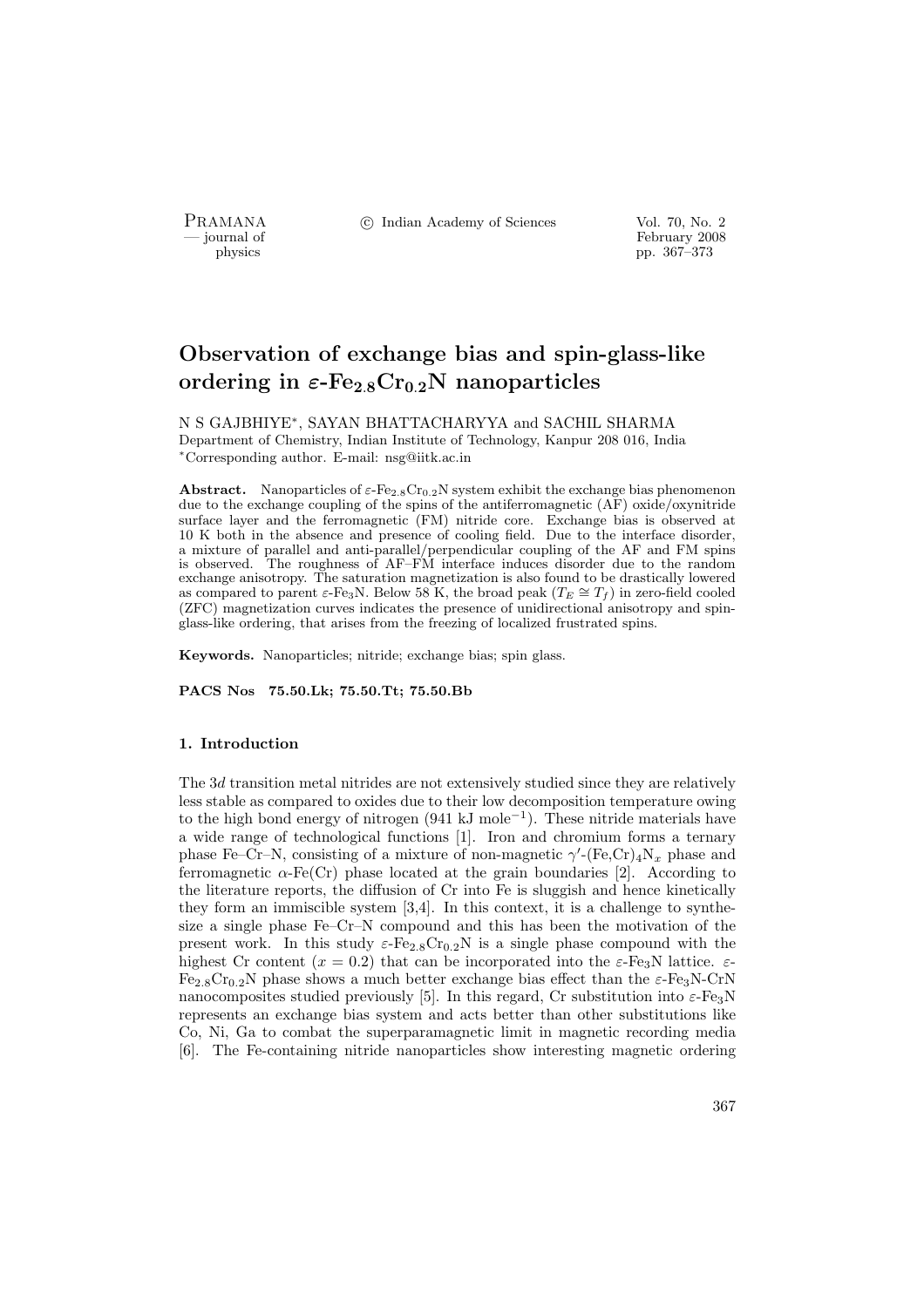# Observation of exchange bias and spin-glass-like ordering in $\varepsilon$-$Fe_{2.8}Cr_{0.2}N$ nanoparticles

N S GAJBHIYE*, SAYAN BHATTACHARYYA and SACHIL SHARMA

Department of Chemistry, Indian Institute of Technology, Kanpur 208 016, India

*Corresponding author. E-mail: nsg@iitk.ac.in

**Abstract.** Nanoparticles of $\varepsilon$-$Fe_{2.8}Cr_{0.2}N$ system exhibit the exchange bias phenomenon due to the exchange coupling of the spins of the antiferromagnetic (AF) oxide/oxynitride surface layer and the ferromagnetic (FM) nitride core. Exchange bias is observed at 10 K both in the absence and presence of cooling field. Due to the interface disorder, a mixture of parallel and anti-parallel/perpendicular coupling of the AF and FM spins is observed. The roughness of AF–FM interface induces disorder due to the random exchange anisotropy. The saturation magnetization is also found to be drastically lowered as compared to parent $\varepsilon$-$Fe_3N$. Below 58 K, the broad peak ($T_E \cong T_f$) in zero-field cooled (ZFC) magnetization curves indicates the presence of unidirectional anisotropy and spin-glass-like ordering, that arises from the freezing of localized frustrated spins.

**Keywords.** Nanoparticles; nitride; exchange bias; spin glass.

**PACS Nos 75.50.Lk; 75.50.Tt; 75.50.Bb**

## 1. Introduction

The 3$d$ transition metal nitrides are not extensively studied since they are relatively less stable as compared to oxides due to their low decomposition temperature owing to the high bond energy of nitrogen (941 kJ mole$^{-1}$). These nitride materials have a wide range of technological functions [1]. Iron and chromium forms a ternary phase Fe–Cr–N, consisting of a mixture of non-magnetic $\gamma'$-$(Fe,Cr)_4N_x$ phase and ferromagnetic $\alpha$-Fe(Cr) phase located at the grain boundaries [2]. According to the literature reports, the diffusion of Cr into Fe is sluggish and hence kinetically they form an immiscible system [3,4]. In this context, it is a challenge to synthesize a single phase Fe–Cr–N compound and this has been the motivation of the present work. In this study $\varepsilon$-$Fe_{2.8}Cr_{0.2}N$ is a single phase compound with the highest Cr content ($x = 0.2$) that can be incorporated into the $\varepsilon$-$Fe_3N$ lattice. $\varepsilon$-$Fe_{2.8}Cr_{0.2}N$ phase shows a much better exchange bias effect than the $\varepsilon$-$Fe_3N$-CrN nanocomposites studied previously [5]. In this regard, Cr substitution into $\varepsilon$-$Fe_3N$ represents an exchange bias system and acts better than other substitutions like Co, Ni, Ga to combat the superparamagnetic limit in magnetic recording media [6]. The Fe-containing nitride nanoparticles show interesting magnetic ordering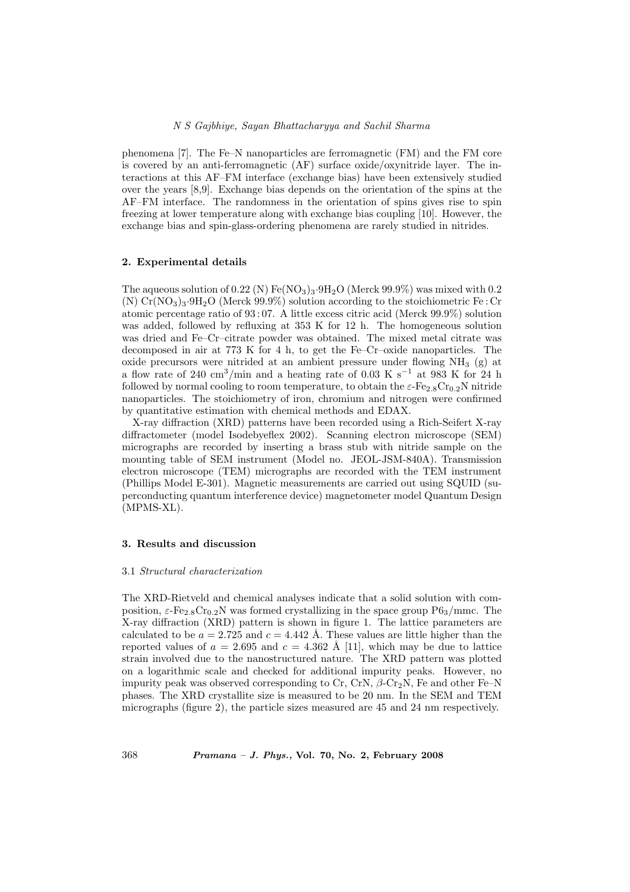phenomena [7]. The Fe–N nanoparticles are ferromagnetic (FM) and the FM core is covered by an anti-ferromagnetic (AF) surface oxide/oxynitride layer. The interactions at this AF–FM interface (exchange bias) have been extensively studied over the years [8,9]. Exchange bias depends on the orientation of the spins at the AF–FM interface. The randomness in the orientation of spins gives rise to spin freezing at lower temperature along with exchange bias coupling [10]. However, the exchange bias and spin-glass-ordering phenomena are rarely studied in nitrides.

## 2. Experimental details

The aqueous solution of 0.22 (N) $Fe(NO_3)_3{\cdot}9H_2O$ (Merck 99.9%) was mixed with 0.2 (N) $Cr(NO_3)_3{\cdot}9H_2O$ (Merck 99.9%) solution according to the stoichiometric Fe : Cr atomic percentage ratio of 93 : 07. A little excess citric acid (Merck 99.9%) solution was added, followed by refluxing at 353 K for 12 h. The homogeneous solution was dried and Fe–Cr–citrate powder was obtained. The mixed metal citrate was decomposed in air at 773 K for 4 h, to get the Fe–Cr–oxide nanoparticles. The oxide precursors were nitrided at an ambient pressure under flowing $NH_3$ (g) at a flow rate of 240 $cm^3$/min and a heating rate of 0.03 K $s^{-1}$ at 983 K for 24 h followed by normal cooling to room temperature, to obtain the $\varepsilon$-$Fe_{2.8}Cr_{0.2}N$ nitride nanoparticles. The stoichiometry of iron, chromium and nitrogen were confirmed by quantitative estimation with chemical methods and EDAX.

X-ray diffraction (XRD) patterns have been recorded using a Rich-Seifert X-ray diffractometer (model Isodebyeflex 2002). Scanning electron microscope (SEM) micrographs are recorded by inserting a brass stub with nitride sample on the mounting table of SEM instrument (Model no. JEOL-JSM-840A). Transmission electron microscope (TEM) micrographs are recorded with the TEM instrument (Phillips Model E-301). Magnetic measurements are carried out using SQUID (superconducting quantum interference device) magnetometer model Quantum Design (MPMS-XL).

## 3. Results and discussion

### 3.1 *Structural characterization*

The XRD-Rietveld and chemical analyses indicate that a solid solution with composition, $\varepsilon$-$Fe_{2.8}Cr_{0.2}N$ was formed crystallizing in the space group $P6_3/mmc$. The X-ray diffraction (XRD) pattern is shown in figure 1. The lattice parameters are calculated to be $a = 2.725$ and $c = 4.442$ Å. These values are little higher than the reported values of $a = 2.695$ and $c = 4.362$ Å [11], which may be due to lattice strain involved due to the nanostructured nature. The XRD pattern was plotted on a logarithmic scale and checked for additional impurity peaks. However, no impurity peak was observed corresponding to Cr, CrN, $\beta$-$Cr_2N$, Fe and other Fe–N phases. The XRD crystallite size is measured to be 20 nm. In the SEM and TEM micrographs (figure 2), the particle sizes measured are 45 and 24 nm respectively.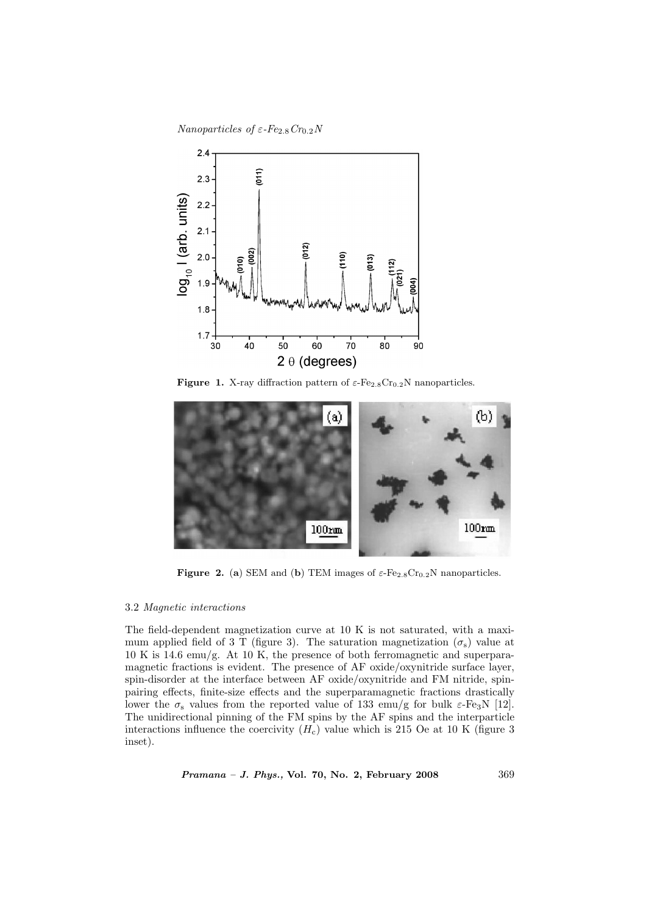**Figure 1.** X-ray diffraction pattern of $\varepsilon$-$Fe_{2.8}Cr_{0.2}N$ nanoparticles.

**Figure 2.** (**a**) SEM and (**b**) TEM images of $\varepsilon$-$Fe_{2.8}Cr_{0.2}N$ nanoparticles.

### 3.2 *Magnetic interactions*

The field-dependent magnetization curve at 10 K is not saturated, with a maximum applied field of 3 T (figure 3). The saturation magnetization ($\sigma_s$) value at 10 K is 14.6 emu/g. At 10 K, the presence of both ferromagnetic and superparamagnetic fractions is evident. The presence of AF oxide/oxynitride surface layer, spin-disorder at the interface between AF oxide/oxynitride and FM nitride, spin-pairing effects, finite-size effects and the superparamagnetic fractions drastically lower the $\sigma_s$ values from the reported value of 133 emu/g for bulk $\varepsilon$-$Fe_3N$ [12]. The unidirectional pinning of the FM spins by the AF spins and the interparticle interactions influence the coercivity ($H_c$) value which is 215 Oe at 10 K (figure 3 inset).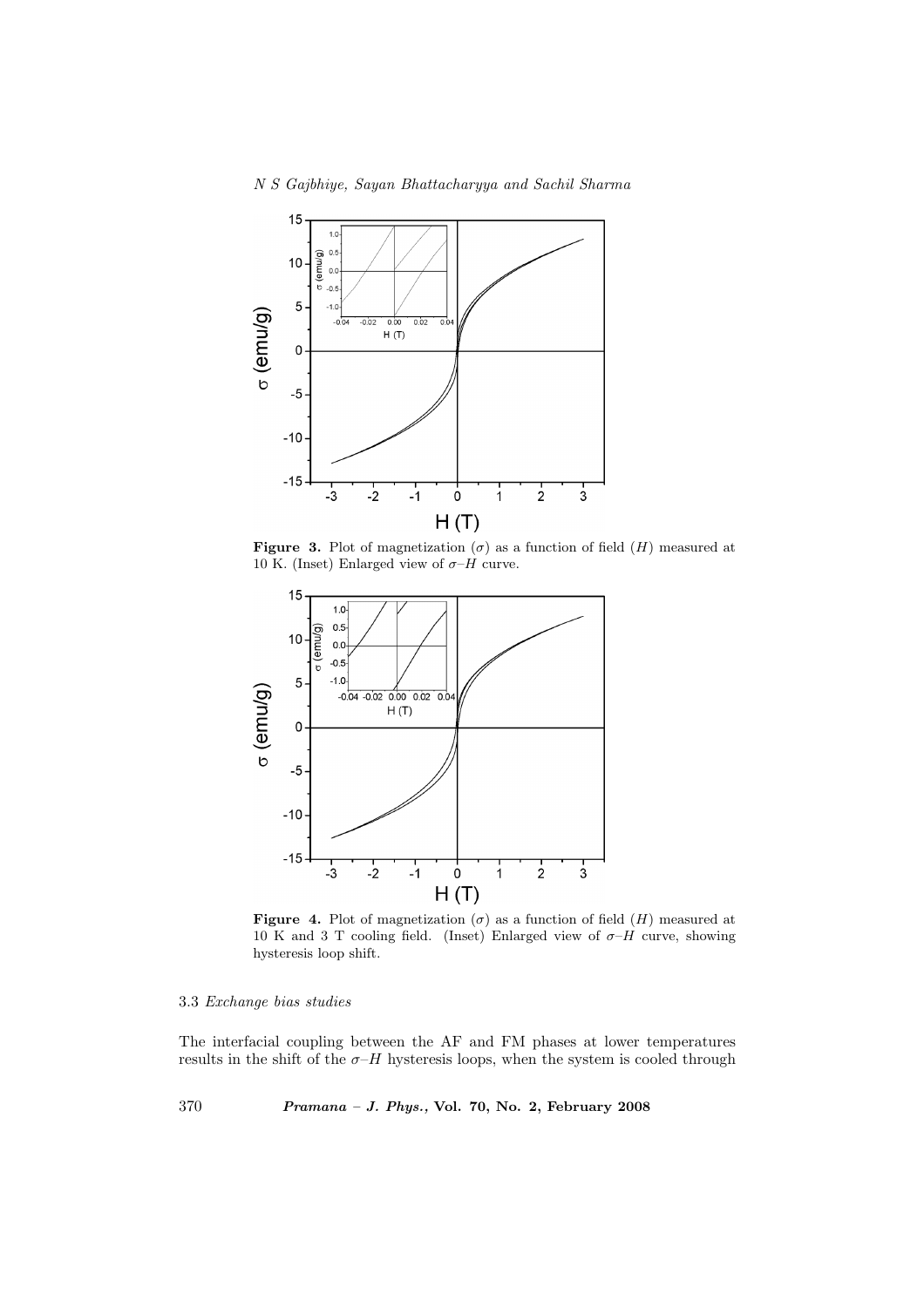**Figure 3.** Plot of magnetization ($\sigma$) as a function of field ($H$) measured at 10 K. (Inset) Enlarged view of $\sigma$–$H$ curve.

**Figure 4.** Plot of magnetization ($\sigma$) as a function of field ($H$) measured at 10 K and 3 T cooling field. (Inset) Enlarged view of $\sigma$–$H$ curve, showing hysteresis loop shift.

### 3.3 *Exchange bias studies*

The interfacial coupling between the AF and FM phases at lower temperatures results in the shift of the $\sigma$–$H$ hysteresis loops, when the system is cooled through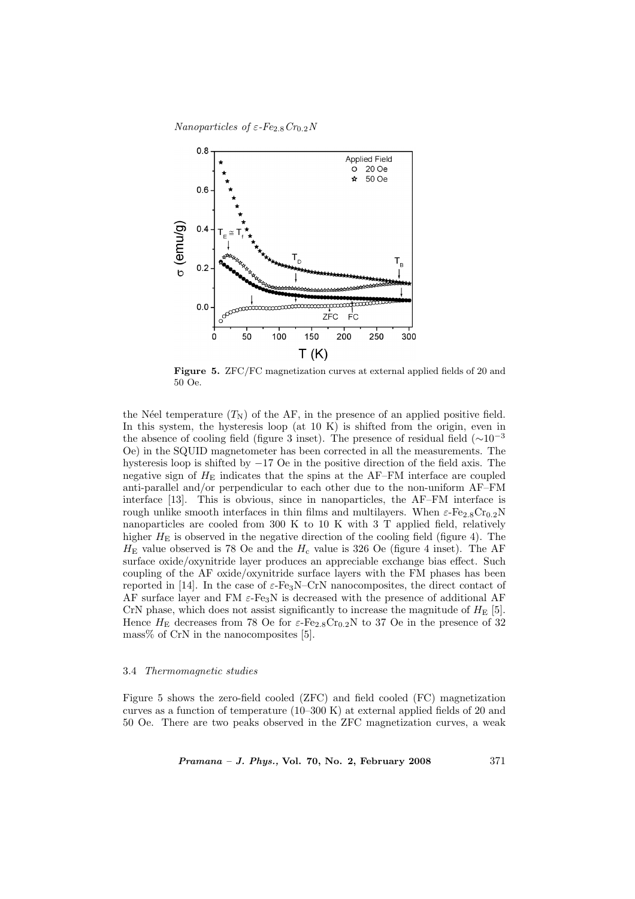Figure 5. ZFC/FC magnetization curves at external applied fields of 20 and 50 Oe.

the Néel temperature ($T_N$) of the AF, in the presence of an applied positive field. In this system, the hysteresis loop (at 10 K) is shifted from the origin, even in the absence of cooling field (figure 3 inset). The presence of residual field ($\sim 10^{-3}$ Oe) in the SQUID magnetometer has been corrected in all the measurements. The hysteresis loop is shifted by $-17$ Oe in the positive direction of the field axis. The negative sign of $H_E$ indicates that the spins at the AF–FM interface are coupled anti-parallel and/or perpendicular to each other due to the non-uniform AF–FM interface [13]. This is obvious, since in nanoparticles, the AF–FM interface is rough unlike smooth interfaces in thin films and multilayers. When $\varepsilon$-$Fe_{2.8}Cr_{0.2}N$ nanoparticles are cooled from 300 K to 10 K with 3 T applied field, relatively higher $H_E$ is observed in the negative direction of the cooling field (figure 4). The $H_E$ value observed is 78 Oe and the $H_c$ value is 326 Oe (figure 4 inset). The AF surface oxide/oxynitride layer produces an appreciable exchange bias effect. Such coupling of the AF oxide/oxynitride surface layers with the FM phases has been reported in [14]. In the case of $\varepsilon$-$Fe_3N$–CrN nanocomposites, the direct contact of AF surface layer and FM $\varepsilon$-$Fe_3N$ is decreased with the presence of additional AF CrN phase, which does not assist significantly to increase the magnitude of $H_E$ [5]. Hence $H_E$ decreases from 78 Oe for $\varepsilon$-$Fe_{2.8}Cr_{0.2}N$ to 37 Oe in the presence of 32 mass% of CrN in the nanocomposites [5].

### 3.4 *Thermomagnetic studies*

Figure 5 shows the zero-field cooled (ZFC) and field cooled (FC) magnetization curves as a function of temperature (10–300 K) at external applied fields of 20 and 50 Oe. There are two peaks observed in the ZFC magnetization curves, a weak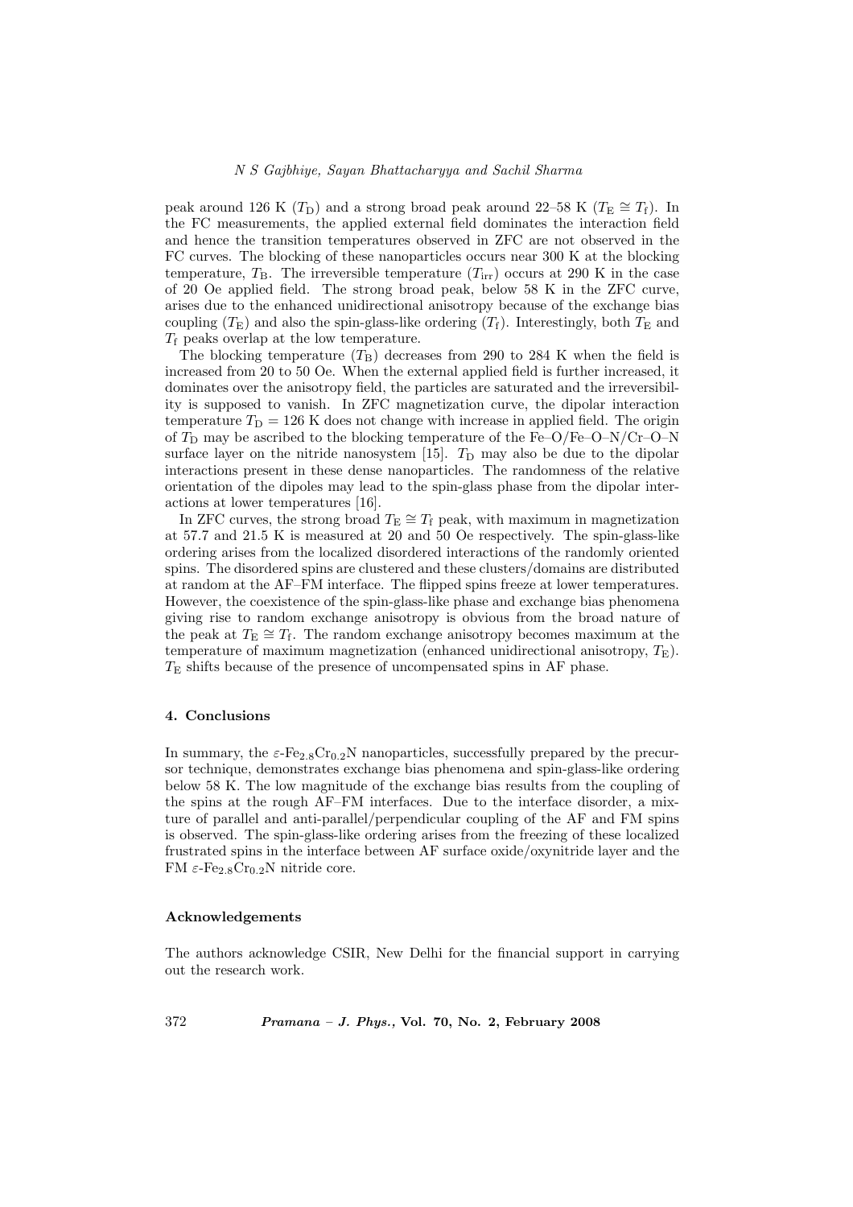peak around 126 K ($T_D$) and a strong broad peak around 22–58 K ($T_E \cong T_f$). In the FC measurements, the applied external field dominates the interaction field and hence the transition temperatures observed in ZFC are not observed in the FC curves. The blocking of these nanoparticles occurs near 300 K at the blocking temperature, $T_B$. The irreversible temperature ($T_{irr}$) occurs at 290 K in the case of 20 Oe applied field. The strong broad peak, below 58 K in the ZFC curve, arises due to the enhanced unidirectional anisotropy because of the exchange bias coupling ($T_E$) and also the spin-glass-like ordering ($T_f$). Interestingly, both $T_E$ and $T_f$ peaks overlap at the low temperature.

The blocking temperature ($T_B$) decreases from 290 to 284 K when the field is increased from 20 to 50 Oe. When the external applied field is further increased, it dominates over the anisotropy field, the particles are saturated and the irreversibility is supposed to vanish. In ZFC magnetization curve, the dipolar interaction temperature $T_D = 126$ K does not change with increase in applied field. The origin of $T_D$ may be ascribed to the blocking temperature of the Fe–O/Fe–O–N/Cr–O–N surface layer on the nitride nanosystem [15]. $T_D$ may also be due to the dipolar interactions present in these dense nanoparticles. The randomness of the relative orientation of the dipoles may lead to the spin-glass phase from the dipolar interactions at lower temperatures [16].

In ZFC curves, the strong broad $T_E \cong T_f$ peak, with maximum in magnetization at 57.7 and 21.5 K is measured at 20 and 50 Oe respectively. The spin-glass-like ordering arises from the localized disordered interactions of the randomly oriented spins. The disordered spins are clustered and these clusters/domains are distributed at random at the AF–FM interface. The flipped spins freeze at lower temperatures. However, the coexistence of the spin-glass-like phase and exchange bias phenomena giving rise to random exchange anisotropy is obvious from the broad nature of the peak at $T_E \cong T_f$. The random exchange anisotropy becomes maximum at the temperature of maximum magnetization (enhanced unidirectional anisotropy, $T_E$). $T_E$ shifts because of the presence of uncompensated spins in AF phase.

## 4. Conclusions

In summary, the $\varepsilon$-$Fe_{2.8}Cr_{0.2}N$ nanoparticles, successfully prepared by the precursor technique, demonstrates exchange bias phenomena and spin-glass-like ordering below 58 K. The low magnitude of the exchange bias results from the coupling of the spins at the rough AF–FM interfaces. Due to the interface disorder, a mixture of parallel and anti-parallel/perpendicular coupling of the AF and FM spins is observed. The spin-glass-like ordering arises from the freezing of these localized frustrated spins in the interface between AF surface oxide/oxynitride layer and the FM $\varepsilon$-$Fe_{2.8}Cr_{0.2}N$ nitride core.

## Acknowledgements

The authors acknowledge CSIR, New Delhi for the financial support in carrying out the research work.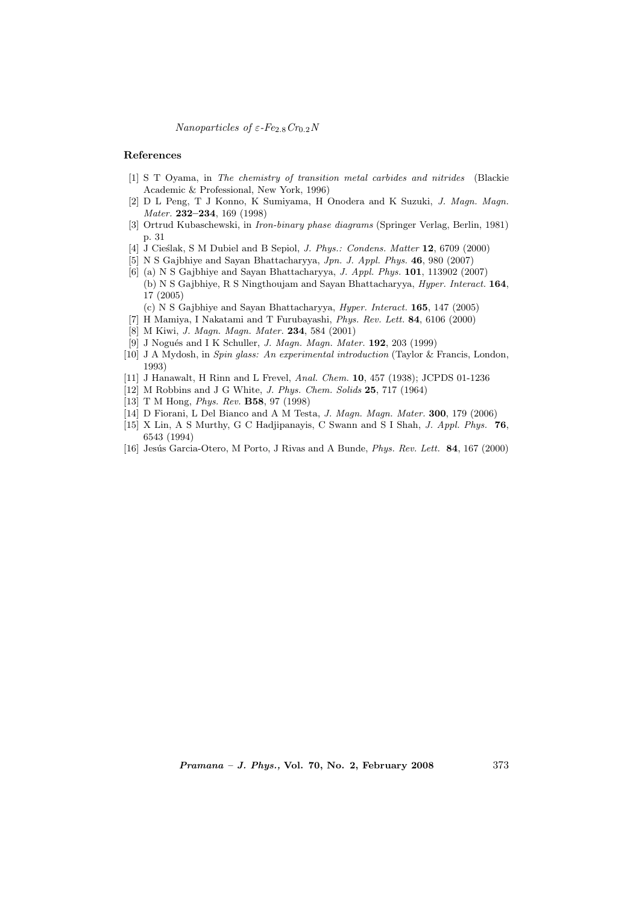## References

[1] S T Oyama, in *The chemistry of transition metal carbides and nitrides* (Blackie Academic & Professional, New York, 1996)

[2] D L Peng, T J Konno, K Sumiyama, H Onodera and K Suzuki, *J. Magn. Magn. Mater.* **232–234**, 169 (1998)

[3] Ortrud Kubaschewski, in *Iron-binary phase diagrams* (Springer Verlag, Berlin, 1981) p. 31

[4] J Cieślak, S M Dubiel and B Sepiol, *J. Phys.: Condens. Matter* **12**, 6709 (2000)

[5] N S Gajbhiye and Sayan Bhattacharyya, *Jpn. J. Appl. Phys.* **46**, 980 (2007)

[6] (a) N S Gajbhiye and Sayan Bhattacharyya, *J. Appl. Phys.* **101**, 113902 (2007)
(b) N S Gajbhiye, R S Ningthoujam and Sayan Bhattacharyya, *Hyper. Interact.* **164**, 17 (2005)
(c) N S Gajbhiye and Sayan Bhattacharyya, *Hyper. Interact.* **165**, 147 (2005)

[7] H Mamiya, I Nakatami and T Furubayashi, *Phys. Rev. Lett.* **84**, 6106 (2000)

[8] M Kiwi, *J. Magn. Magn. Mater.* **234**, 584 (2001)

[9] J Nogués and I K Schuller, *J. Magn. Magn. Mater.* **192**, 203 (1999)

[10] J A Mydosh, in *Spin glass: An experimental introduction* (Taylor & Francis, London, 1993)

[11] J Hanawalt, H Rinn and L Frevel, *Anal. Chem.* **10**, 457 (1938); JCPDS 01-1236

[12] M Robbins and J G White, *J. Phys. Chem. Solids* **25**, 717 (1964)

[13] T M Hong, *Phys. Rev.* **B58**, 97 (1998)

[14] D Fiorani, L Del Bianco and A M Testa, *J. Magn. Magn. Mater.* **300**, 179 (2006)

[15] X Lin, A S Murthy, G C Hadjipanayis, C Swann and S I Shah, *J. Appl. Phys.* **76**, 6543 (1994)

[16] Jesús Garcia-Otero, M Porto, J Rivas and A Bunde, *Phys. Rev. Lett.* **84**, 167 (2000)